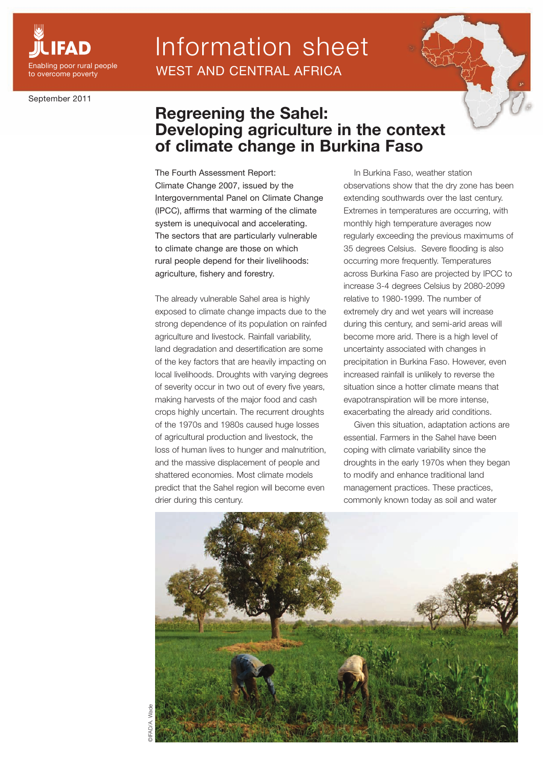IFAD

Enabling poor rural people to overcome poverty

# Information sheet

WEST AND CENTRAL AFRICA

September 2011

## Regreening the Sahel: Developing agriculture in the context of climate change in Burkina Faso

The Fourth Assessment Report: Climate Change 2007, issued by the Intergovernmental Panel on Climate Change (IPCC), affirms that warming of the climate system is unequivocal and accelerating. The sectors that are particularly vulnerable to climate change are those on which rural people depend for their livelihoods: agriculture, fishery and forestry.

The already vulnerable Sahel area is highly exposed to climate change impacts due to the strong dependence of its population on rainfed agriculture and livestock. Rainfall variability, land degradation and desertification are some of the key factors that are heavily impacting on local livelihoods. Droughts with varying degrees of severity occur in two out of every five years, making harvests of the major food and cash crops highly uncertain. The recurrent droughts of the 1970s and 1980s caused huge losses of agricultural production and livestock, the loss of human lives to hunger and malnutrition, and the massive displacement of people and shattered economies. Most climate models predict that the Sahel region will become even drier during this century.

In Burkina Faso, weather station observations show that the dry zone has been extending southwards over the last century. Extremes in temperatures are occurring, with monthly high temperature averages now regularly exceeding the previous maximums of 35 degrees Celsius. Severe flooding is also occurring more frequently. Temperatures across Burkina Faso are projected by IPCC to increase 3-4 degrees Celsius by 2080-2099 relative to 1980-1999. The number of extremely dry and wet years will increase during this century, and semi-arid areas will become more arid. There is a high level of uncertainty associated with changes in precipitation in Burkina Faso. However, even increased rainfall is unlikely to reverse the situation since a hotter climate means that evapotranspiration will be more intense, exacerbating the already arid conditions.

Given this situation, adaptation actions are essential. Farmers in the Sahel have been coping with climate variability since the droughts in the early 1970s when they began to modify and enhance traditional land management practices. These practices, commonly known today as soil and water

©IFAD/A. Wade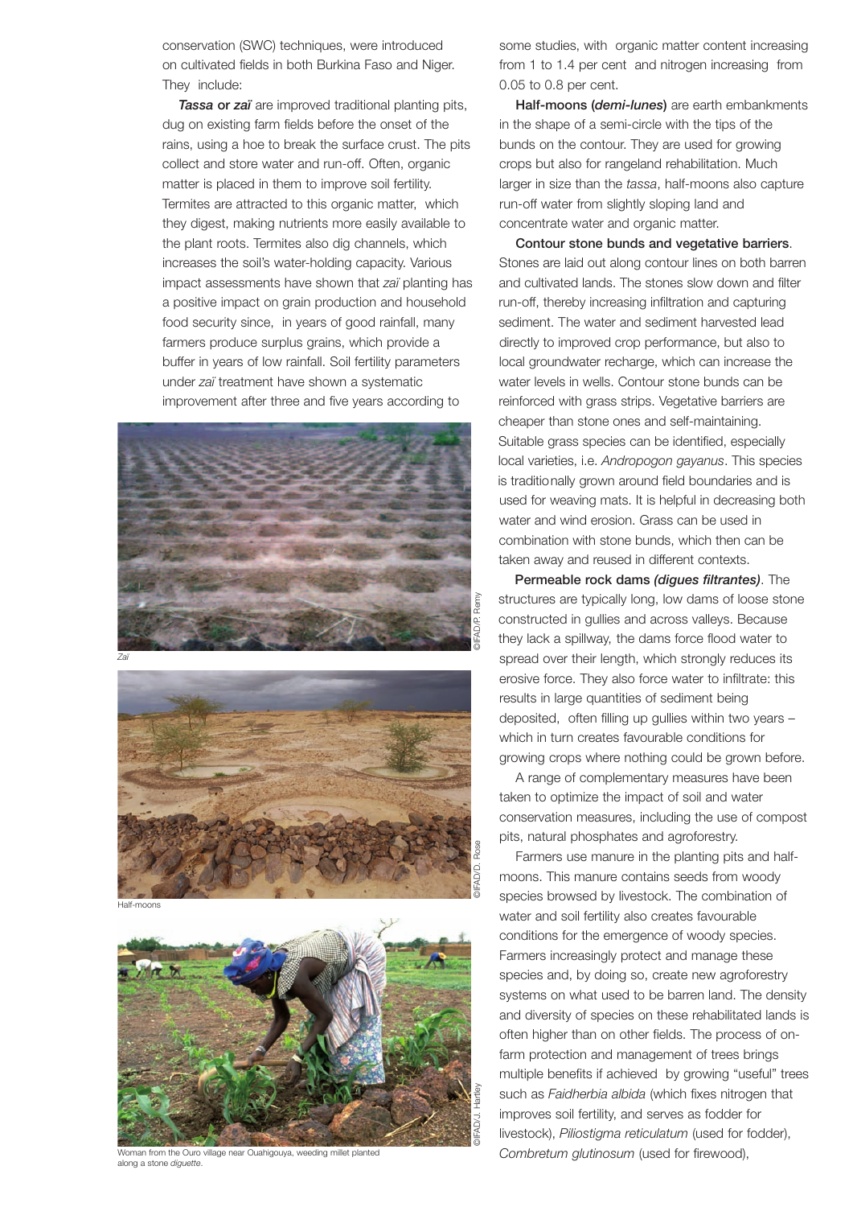conservation (SWC) techniques, were introduced on cultivated fields in both Burkina Faso and Niger. They include:

***Tassa*** **or** ***zaï*** are improved traditional planting pits, dug on existing farm fields before the onset of the rains, using a hoe to break the surface crust. The pits collect and store water and run-off. Often, organic matter is placed in them to improve soil fertility. Termites are attracted to this organic matter, which they digest, making nutrients more easily available to the plant roots. Termites also dig channels, which increases the soil's water-holding capacity. Various impact assessments have shown that *zaï* planting has a positive impact on grain production and household food security since, in years of good rainfall, many farmers produce surplus grains, which provide a buffer in years of low rainfall. Soil fertility parameters under *zaï* treatment have shown a systematic improvement after three and five years according to some studies, with organic matter content increasing from 1 to 1.4 per cent and nitrogen increasing from 0.05 to 0.8 per cent.

*Zaï*

©IFAD/P. Remy

Half-moons

©IFAD/D. Rose

Woman from the Ouro village near Ouahigouya, weeding millet planted along a stone *diguette*.

©IFAD/J. Hartley

**Half-moons (*demi-lunes*)** are earth embankments in the shape of a semi-circle with the tips of the bunds on the contour. They are used for growing crops but also for rangeland rehabilitation. Much larger in size than the *tassa*, half-moons also capture run-off water from slightly sloping land and concentrate water and organic matter.

**Contour stone bunds and vegetative barriers**. Stones are laid out along contour lines on both barren and cultivated lands. The stones slow down and filter run-off, thereby increasing infiltration and capturing sediment. The water and sediment harvested lead directly to improved crop performance, but also to local groundwater recharge, which can increase the water levels in wells. Contour stone bunds can be reinforced with grass strips. Vegetative barriers are cheaper than stone ones and self-maintaining. Suitable grass species can be identified, especially local varieties, i.e. *Andropogon gayanus*. This species is traditionally grown around field boundaries and is used for weaving mats. It is helpful in decreasing both water and wind erosion. Grass can be used in combination with stone bunds, which then can be taken away and reused in different contexts.

**Permeable rock dams *(digues filtrantes)***. The structures are typically long, low dams of loose stone constructed in gullies and across valleys. Because they lack a spillway, the dams force flood water to spread over their length, which strongly reduces its erosive force. They also force water to infiltrate: this results in large quantities of sediment being deposited, often filling up gullies within two years – which in turn creates favourable conditions for growing crops where nothing could be grown before.

A range of complementary measures have been taken to optimize the impact of soil and water conservation measures, including the use of compost pits, natural phosphates and agroforestry.

Farmers use manure in the planting pits and half-moons. This manure contains seeds from woody species browsed by livestock. The combination of water and soil fertility also creates favourable conditions for the emergence of woody species. Farmers increasingly protect and manage these species and, by doing so, create new agroforestry systems on what used to be barren land. The density and diversity of species on these rehabilitated lands is often higher than on other fields. The process of on-farm protection and management of trees brings multiple benefits if achieved by growing "useful" trees such as *Faidherbia albida* (which fixes nitrogen that improves soil fertility, and serves as fodder for livestock), *Piliostigma reticulatum* (used for fodder), *Combretum glutinosum* (used for firewood),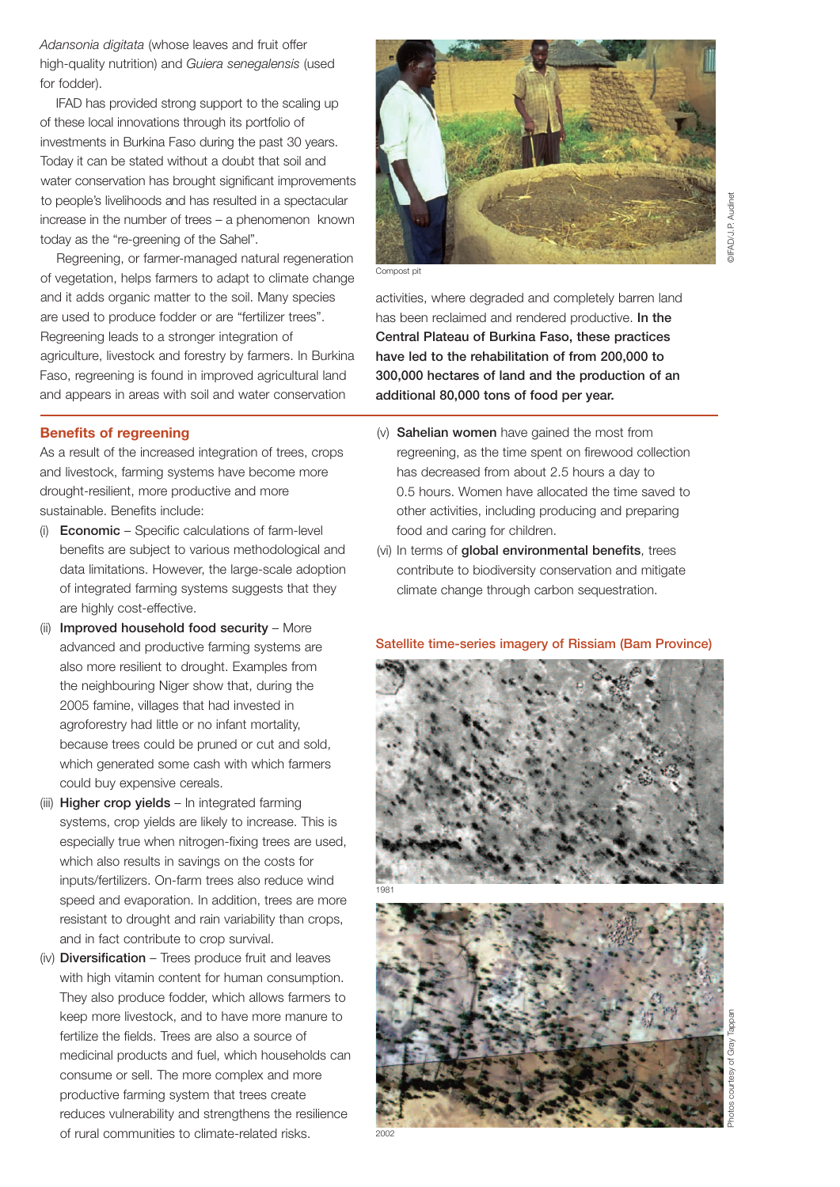*Adansonia digitata* (whose leaves and fruit offer high-quality nutrition) and *Guiera senegalensis* (used for fodder).

IFAD has provided strong support to the scaling up of these local innovations through its portfolio of investments in Burkina Faso during the past 30 years. Today it can be stated without a doubt that soil and water conservation has brought significant improvements to people's livelihoods and has resulted in a spectacular increase in the number of trees – a phenomenon known today as the "re-greening of the Sahel".

Regreening, or farmer-managed natural regeneration of vegetation, helps farmers to adapt to climate change and it adds organic matter to the soil. Many species are used to produce fodder or are "fertilizer trees". Regreening leads to a stronger integration of agriculture, livestock and forestry by farmers. In Burkina Faso, regreening is found in improved agricultural land and appears in areas with soil and water conservation activities, where degraded and completely barren land has been reclaimed and rendered productive. **In the Central Plateau of Burkina Faso, these practices have led to the rehabilitation of from 200,000 to 300,000 hectares of land and the production of an additional 80,000 tons of food per year.**

Compost pit

©IFAD/J.P. Audinet

## Benefits of regreening

As a result of the increased integration of trees, crops and livestock, farming systems have become more drought-resilient, more productive and more sustainable. Benefits include:

(i) **Economic** – Specific calculations of farm-level benefits are subject to various methodological and data limitations. However, the large-scale adoption of integrated farming systems suggests that they are highly cost-effective.

(ii) **Improved household food security** – More advanced and productive farming systems are also more resilient to drought. Examples from the neighbouring Niger show that, during the 2005 famine, villages that had invested in agroforestry had little or no infant mortality, because trees could be pruned or cut and sold, which generated some cash with which farmers could buy expensive cereals.

(iii) **Higher crop yields** – In integrated farming systems, crop yields are likely to increase. This is especially true when nitrogen-fixing trees are used, which also results in savings on the costs for inputs/fertilizers. On-farm trees also reduce wind speed and evaporation. In addition, trees are more resistant to drought and rain variability than crops, and in fact contribute to crop survival.

(iv) **Diversification** – Trees produce fruit and leaves with high vitamin content for human consumption. They also produce fodder, which allows farmers to keep more livestock, and to have more manure to fertilize the fields. Trees are also a source of medicinal products and fuel, which households can consume or sell. The more complex and more productive farming system that trees create reduces vulnerability and strengthens the resilience of rural communities to climate-related risks.

(v) **Sahelian women** have gained the most from regreening, as the time spent on firewood collection has decreased from about 2.5 hours a day to 0.5 hours. Women have allocated the time saved to other activities, including producing and preparing food and caring for children.

(vi) In terms of **global environmental benefits**, trees contribute to biodiversity conservation and mitigate climate change through carbon sequestration.

### Satellite time-series imagery of Rissiam (Bam Province)

1981

2002

Photos courtesy of Gray Tappan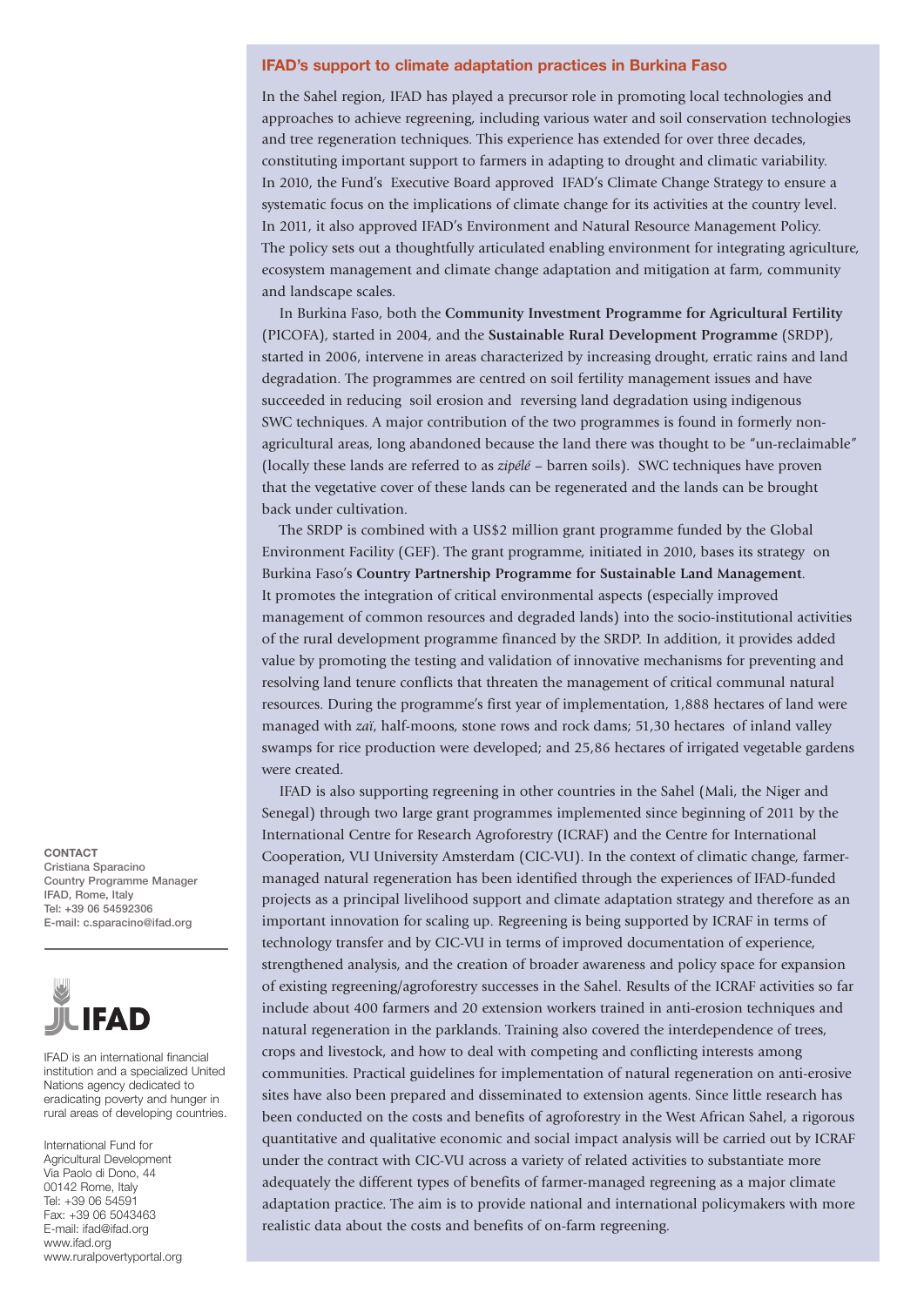## IFAD's support to climate adaptation practices in Burkina Faso

In the Sahel region, IFAD has played a precursor role in promoting local technologies and approaches to achieve regreening, including various water and soil conservation technologies and tree regeneration techniques. This experience has extended for over three decades, constituting important support to farmers in adapting to drought and climatic variability. In 2010, the Fund's Executive Board approved IFAD's Climate Change Strategy to ensure a systematic focus on the implications of climate change for its activities at the country level. In 2011, it also approved IFAD's Environment and Natural Resource Management Policy. The policy sets out a thoughtfully articulated enabling environment for integrating agriculture, ecosystem management and climate change adaptation and mitigation at farm, community and landscape scales.

In Burkina Faso, both the **Community Investment Programme for Agricultural Fertility** (PICOFA), started in 2004, and the **Sustainable Rural Development Programme** (SRDP), started in 2006, intervene in areas characterized by increasing drought, erratic rains and land degradation. The programmes are centred on soil fertility management issues and have succeeded in reducing soil erosion and reversing land degradation using indigenous SWC techniques. A major contribution of the two programmes is found in formerly non-agricultural areas, long abandoned because the land there was thought to be "un-reclaimable" (locally these lands are referred to as *zipélé* – barren soils). SWC techniques have proven that the vegetative cover of these lands can be regenerated and the lands can be brought back under cultivation.

The SRDP is combined with a US$2 million grant programme funded by the Global Environment Facility (GEF). The grant programme, initiated in 2010, bases its strategy on Burkina Faso's **Country Partnership Programme for Sustainable Land Management**. It promotes the integration of critical environmental aspects (especially improved management of common resources and degraded lands) into the socio-institutional activities of the rural development programme financed by the SRDP. In addition, it provides added value by promoting the testing and validation of innovative mechanisms for preventing and resolving land tenure conflicts that threaten the management of critical communal natural resources. During the programme's first year of implementation, 1,888 hectares of land were managed with *zaï*, half-moons, stone rows and rock dams; 51,30 hectares of inland valley swamps for rice production were developed; and 25,86 hectares of irrigated vegetable gardens were created.

IFAD is also supporting regreening in other countries in the Sahel (Mali, the Niger and Senegal) through two large grant programmes implemented since beginning of 2011 by the International Centre for Research Agroforestry (ICRAF) and the Centre for International Cooperation, VU University Amsterdam (CIC-VU). In the context of climatic change, farmer-managed natural regeneration has been identified through the experiences of IFAD-funded projects as a principal livelihood support and climate adaptation strategy and therefore as an important innovation for scaling up. Regreening is being supported by ICRAF in terms of technology transfer and by CIC-VU in terms of improved documentation of experience, strengthened analysis, and the creation of broader awareness and policy space for expansion of existing regreening/agroforestry successes in the Sahel. Results of the ICRAF activities so far include about 400 farmers and 20 extension workers trained in anti-erosion techniques and natural regeneration in the parklands. Training also covered the interdependence of trees, crops and livestock, and how to deal with competing and conflicting interests among communities. Practical guidelines for implementation of natural regeneration on anti-erosive sites have also been prepared and disseminated to extension agents. Since little research has been conducted on the costs and benefits of agroforestry in the West African Sahel, a rigorous quantitative and qualitative economic and social impact analysis will be carried out by ICRAF under the contract with CIC-VU across a variety of related activities to substantiate more adequately the different types of benefits of farmer-managed regreening as a major climate adaptation practice. The aim is to provide national and international policymakers with more realistic data about the costs and benefits of on-farm regreening.

**CONTACT**
Cristiana Sparacino
Country Programme Manager
IFAD, Rome, Italy
Tel: +39 06 54592306
E-mail: c.sparacino@ifad.org

IFAD

IFAD is an international financial institution and a specialized United Nations agency dedicated to eradicating poverty and hunger in rural areas of developing countries.

International Fund for Agricultural Development
Via Paolo di Dono, 44
00142 Rome, Italy
Tel: +39 06 54591
Fax: +39 06 5043463
E-mail: ifad@ifad.org
www.ifad.org
www.ruralpovertyportal.org